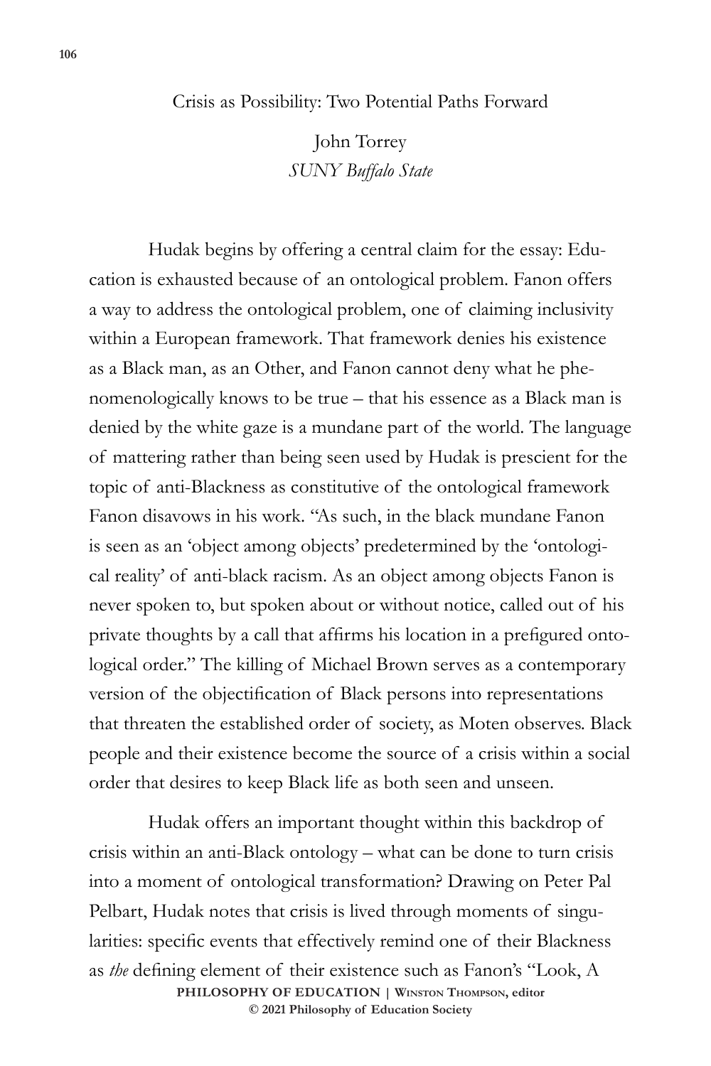# Crisis as Possibility: Two Potential Paths Forward

John Torrey
*SUNY Buffalo State*

Hudak begins by offering a central claim for the essay: Education is exhausted because of an ontological problem. Fanon offers a way to address the ontological problem, one of claiming inclusivity within a European framework. That framework denies his existence as a Black man, as an Other, and Fanon cannot deny what he phenomenologically knows to be true – that his essence as a Black man is denied by the white gaze is a mundane part of the world. The language of mattering rather than being seen used by Hudak is prescient for the topic of anti-Blackness as constitutive of the ontological framework Fanon disavows in his work. "As such, in the black mundane Fanon is seen as an 'object among objects' predetermined by the 'ontological reality' of anti-black racism. As an object among objects Fanon is never spoken to, but spoken about or without notice, called out of his private thoughts by a call that affirms his location in a prefigured ontological order." The killing of Michael Brown serves as a contemporary version of the objectification of Black persons into representations that threaten the established order of society, as Moten observes. Black people and their existence become the source of a crisis within a social order that desires to keep Black life as both seen and unseen.

Hudak offers an important thought within this backdrop of crisis within an anti-Black ontology – what can be done to turn crisis into a moment of ontological transformation? Drawing on Peter Pal Pelbart, Hudak notes that crisis is lived through moments of singularities: specific events that effectively remind one of their Blackness as *the* defining element of their existence such as Fanon's "Look, A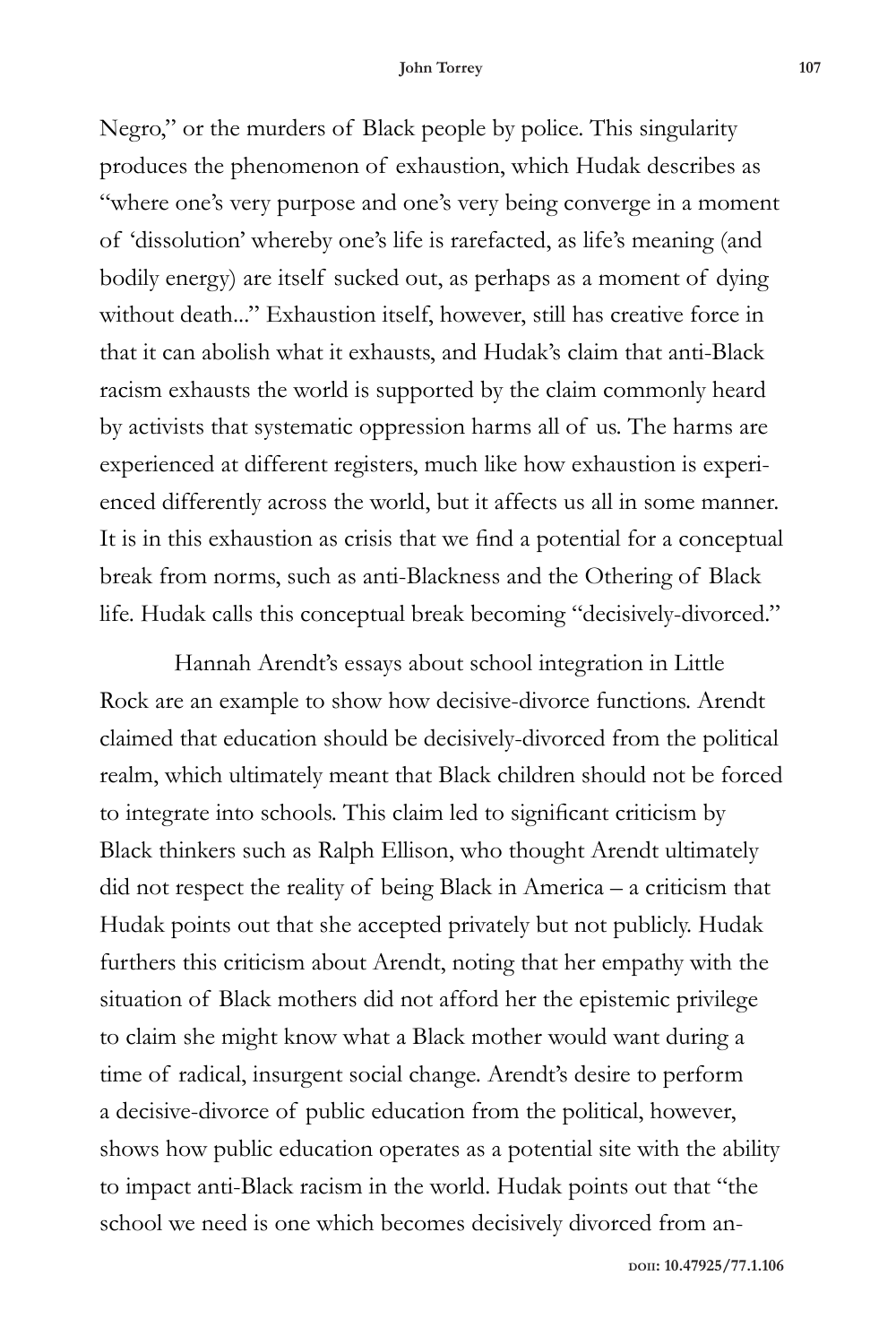Negro," or the murders of Black people by police. This singularity produces the phenomenon of exhaustion, which Hudak describes as "where one's very purpose and one's very being converge in a moment of 'dissolution' whereby one's life is rarefacted, as life's meaning (and bodily energy) are itself sucked out, as perhaps as a moment of dying without death..." Exhaustion itself, however, still has creative force in that it can abolish what it exhausts, and Hudak's claim that anti-Black racism exhausts the world is supported by the claim commonly heard by activists that systematic oppression harms all of us. The harms are experienced at different registers, much like how exhaustion is experienced differently across the world, but it affects us all in some manner. It is in this exhaustion as crisis that we find a potential for a conceptual break from norms, such as anti-Blackness and the Othering of Black life. Hudak calls this conceptual break becoming "decisively-divorced."

Hannah Arendt's essays about school integration in Little Rock are an example to show how decisive-divorce functions. Arendt claimed that education should be decisively-divorced from the political realm, which ultimately meant that Black children should not be forced to integrate into schools. This claim led to significant criticism by Black thinkers such as Ralph Ellison, who thought Arendt ultimately did not respect the reality of being Black in America – a criticism that Hudak points out that she accepted privately but not publicly. Hudak furthers this criticism about Arendt, noting that her empathy with the situation of Black mothers did not afford her the epistemic privilege to claim she might know what a Black mother would want during a time of radical, insurgent social change. Arendt's desire to perform a decisive-divorce of public education from the political, however, shows how public education operates as a potential site with the ability to impact anti-Black racism in the world. Hudak points out that "the school we need is one which becomes decisively divorced from an-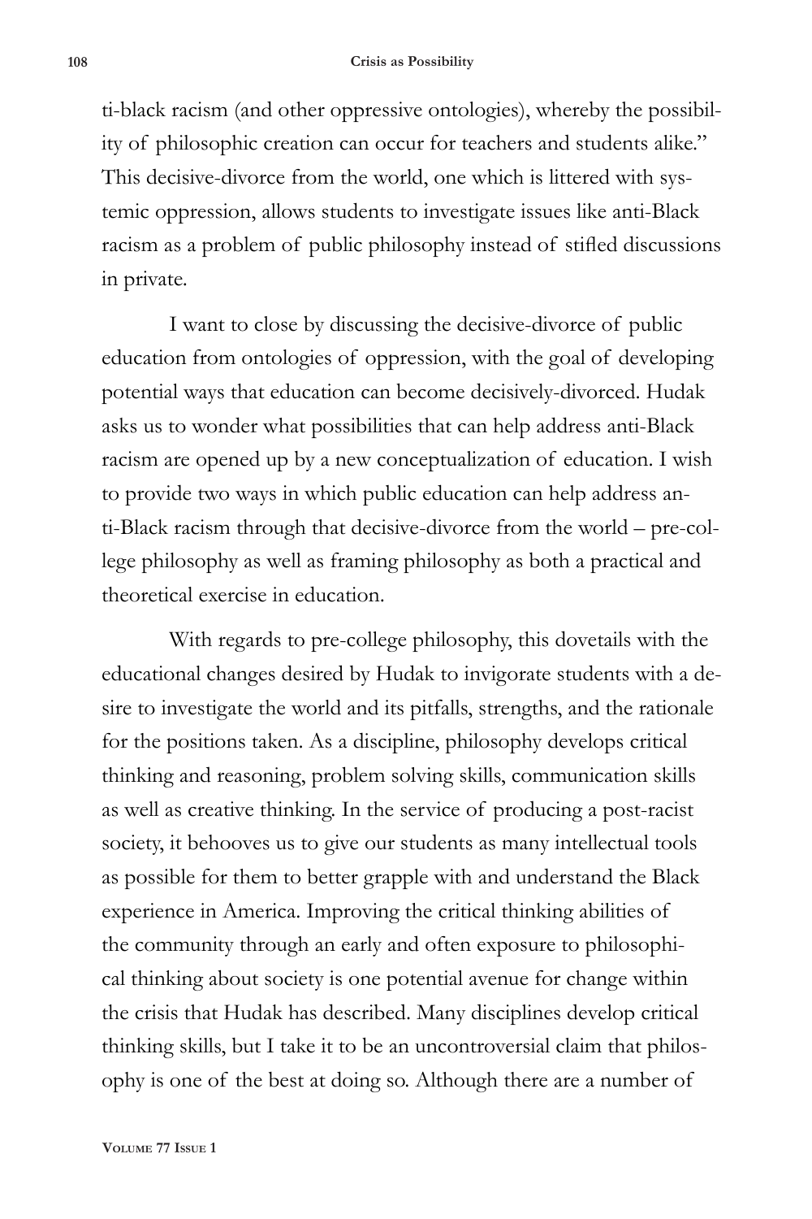ti-black racism (and other oppressive ontologies), whereby the possibility of philosophic creation can occur for teachers and students alike." This decisive-divorce from the world, one which is littered with systemic oppression, allows students to investigate issues like anti-Black racism as a problem of public philosophy instead of stifled discussions in private.

I want to close by discussing the decisive-divorce of public education from ontologies of oppression, with the goal of developing potential ways that education can become decisively-divorced. Hudak asks us to wonder what possibilities that can help address anti-Black racism are opened up by a new conceptualization of education. I wish to provide two ways in which public education can help address anti-Black racism through that decisive-divorce from the world – pre-college philosophy as well as framing philosophy as both a practical and theoretical exercise in education.

With regards to pre-college philosophy, this dovetails with the educational changes desired by Hudak to invigorate students with a desire to investigate the world and its pitfalls, strengths, and the rationale for the positions taken. As a discipline, philosophy develops critical thinking and reasoning, problem solving skills, communication skills as well as creative thinking. In the service of producing a post-racist society, it behooves us to give our students as many intellectual tools as possible for them to better grapple with and understand the Black experience in America. Improving the critical thinking abilities of the community through an early and often exposure to philosophical thinking about society is one potential avenue for change within the crisis that Hudak has described. Many disciplines develop critical thinking skills, but I take it to be an uncontroversial claim that philosophy is one of the best at doing so. Although there are a number of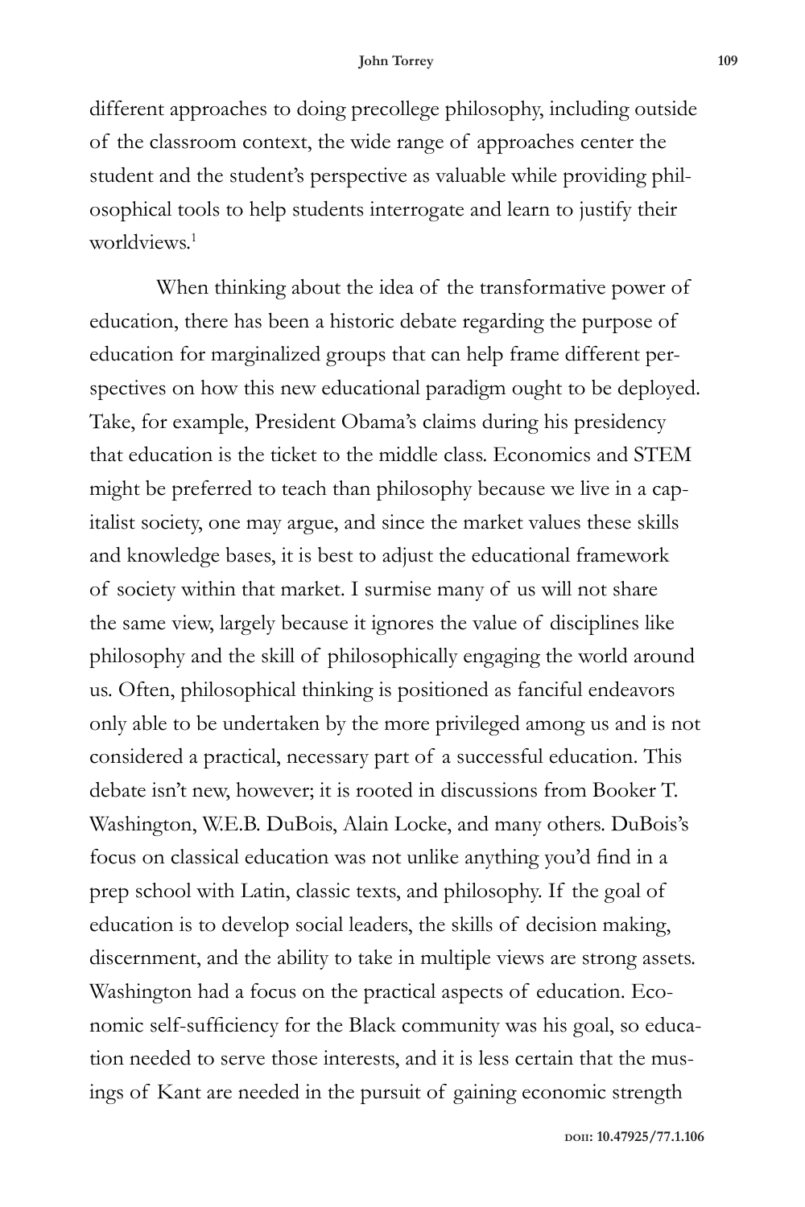different approaches to doing precollege philosophy, including outside of the classroom context, the wide range of approaches center the student and the student's perspective as valuable while providing philosophical tools to help students interrogate and learn to justify their worldviews.[1]

When thinking about the idea of the transformative power of education, there has been a historic debate regarding the purpose of education for marginalized groups that can help frame different perspectives on how this new educational paradigm ought to be deployed. Take, for example, President Obama's claims during his presidency that education is the ticket to the middle class. Economics and STEM might be preferred to teach than philosophy because we live in a capitalist society, one may argue, and since the market values these skills and knowledge bases, it is best to adjust the educational framework of society within that market. I surmise many of us will not share the same view, largely because it ignores the value of disciplines like philosophy and the skill of philosophically engaging the world around us. Often, philosophical thinking is positioned as fanciful endeavors only able to be undertaken by the more privileged among us and is not considered a practical, necessary part of a successful education. This debate isn't new, however; it is rooted in discussions from Booker T. Washington, W.E.B. DuBois, Alain Locke, and many others. DuBois's focus on classical education was not unlike anything you'd find in a prep school with Latin, classic texts, and philosophy. If the goal of education is to develop social leaders, the skills of decision making, discernment, and the ability to take in multiple views are strong assets. Washington had a focus on the practical aspects of education. Economic self-sufficiency for the Black community was his goal, so education needed to serve those interests, and it is less certain that the musings of Kant are needed in the pursuit of gaining economic strength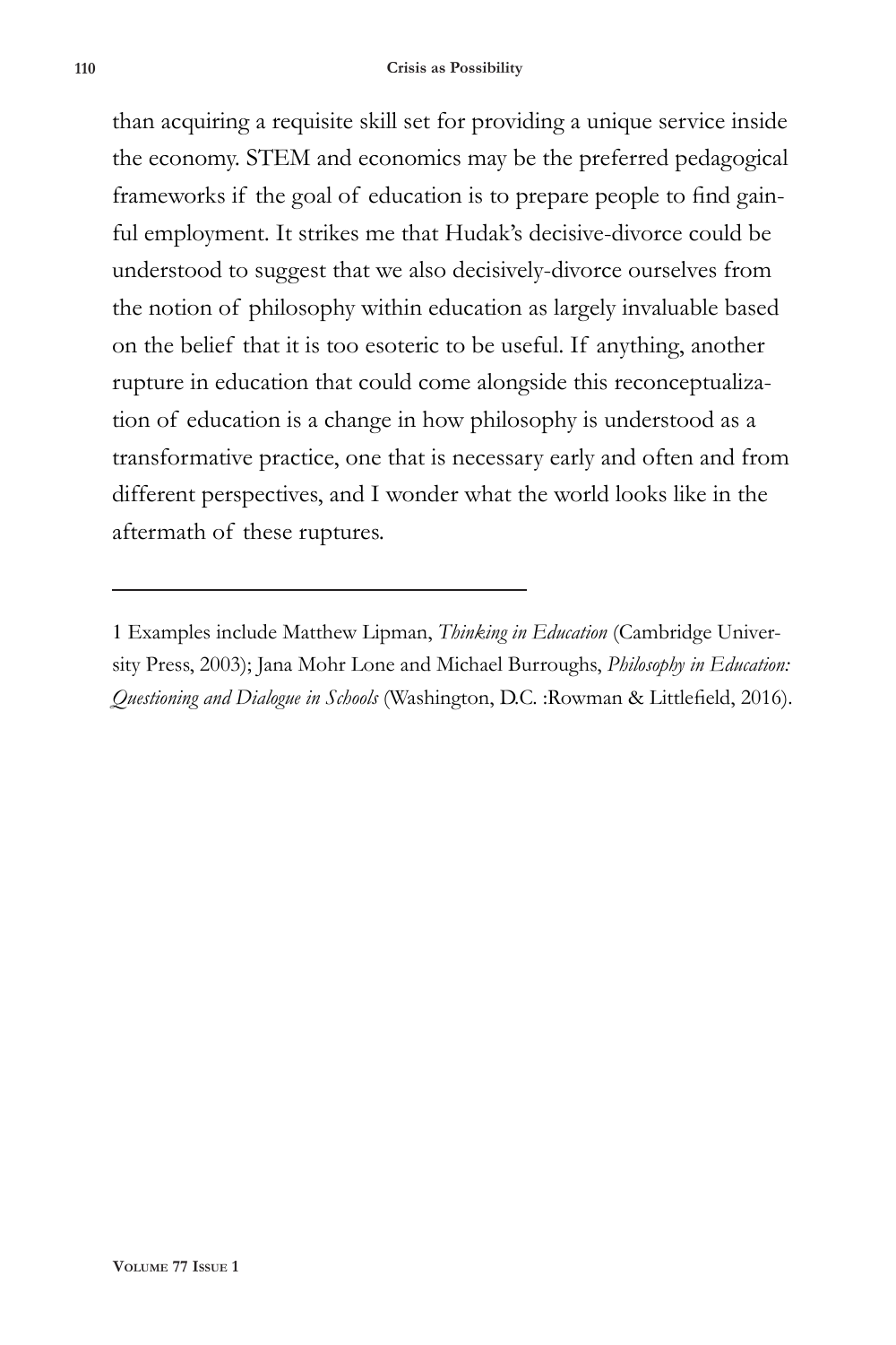than acquiring a requisite skill set for providing a unique service inside the economy. STEM and economics may be the preferred pedagogical frameworks if the goal of education is to prepare people to find gainful employment. It strikes me that Hudak's decisive-divorce could be understood to suggest that we also decisively-divorce ourselves from the notion of philosophy within education as largely invaluable based on the belief that it is too esoteric to be useful. If anything, another rupture in education that could come alongside this reconceptualization of education is a change in how philosophy is understood as a transformative practice, one that is necessary early and often and from different perspectives, and I wonder what the world looks like in the aftermath of these ruptures.

---

1 Examples include Matthew Lipman, *Thinking in Education* (Cambridge University Press, 2003); Jana Mohr Lone and Michael Burroughs, *Philosophy in Education: Questioning and Dialogue in Schools* (Washington, D.C. :Rowman & Littlefield, 2016).